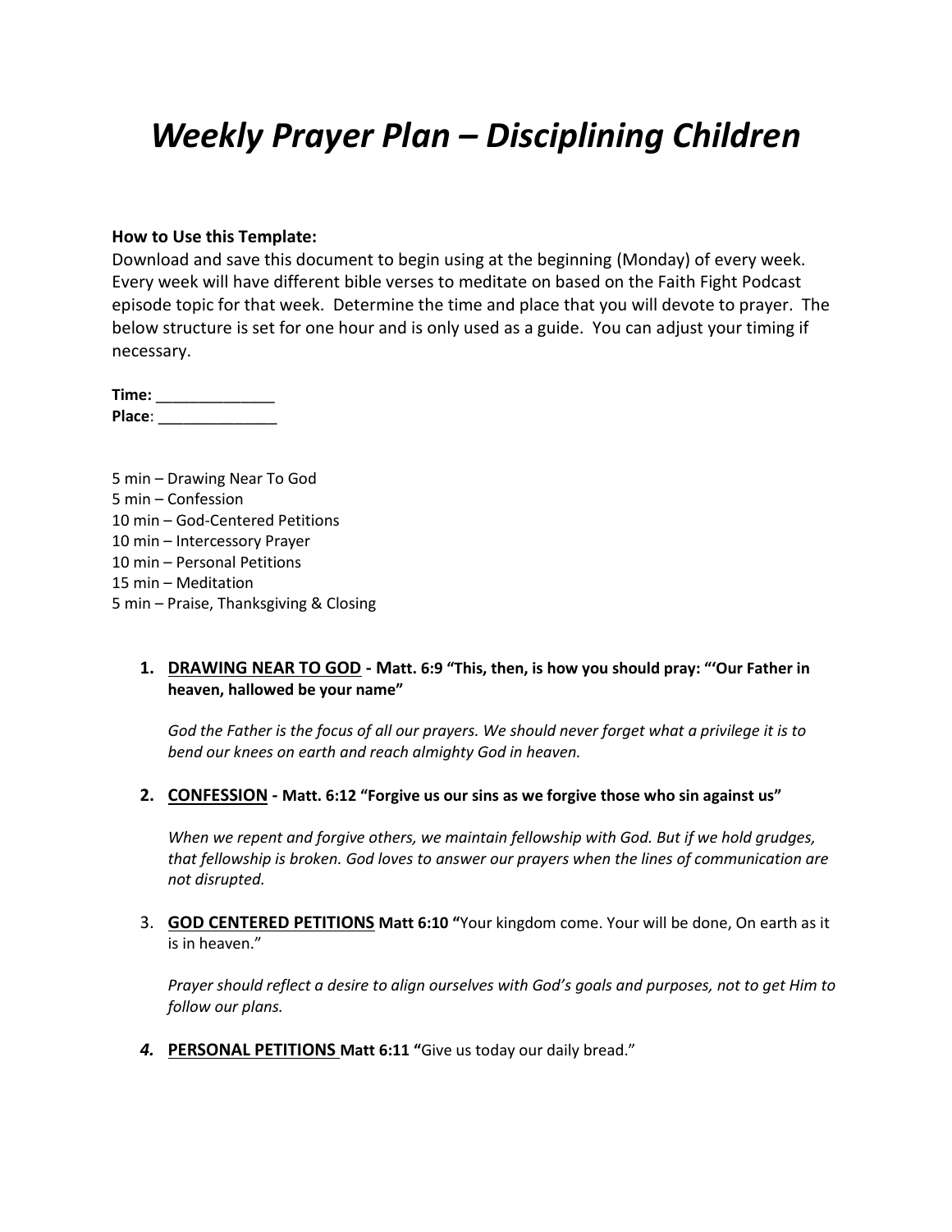# *Weekly Prayer Plan – Disciplining Children*

**How to Use this Template:**
Download and save this document to begin using at the beginning (Monday) of every week. Every week will have different bible verses to meditate on based on the Faith Fight Podcast episode topic for that week. Determine the time and place that you will devote to prayer. The below structure is set for one hour and is only used as a guide. You can adjust your timing if necessary.

**Time:** ______________
**Place**: ______________

5 min – Drawing Near To God
5 min – Confession
10 min – God-Centered Petitions
10 min – Intercessory Prayer
10 min – Personal Petitions
15 min – Meditation
5 min – Praise, Thanksgiving & Closing

1. **DRAWING NEAR TO GOD - Matt. 6:9 "This, then, is how you should pray: "'Our Father in heaven, hallowed be your name"**

   *God the Father is the focus of all our prayers. We should never forget what a privilege it is to bend our knees on earth and reach almighty God in heaven.*

2. **CONFESSION - Matt. 6:12 "Forgive us our sins as we forgive those who sin against us"**

   *When we repent and forgive others, we maintain fellowship with God. But if we hold grudges, that fellowship is broken. God loves to answer our prayers when the lines of communication are not disrupted.*

3. **GOD CENTERED PETITIONS Matt 6:10 "**Your kingdom come. Your will be done, On earth as it is in heaven."

   *Prayer should reflect a desire to align ourselves with God's goals and purposes, not to get Him to follow our plans.*

4. **PERSONAL PETITIONS Matt 6:11 "**Give us today our daily bread."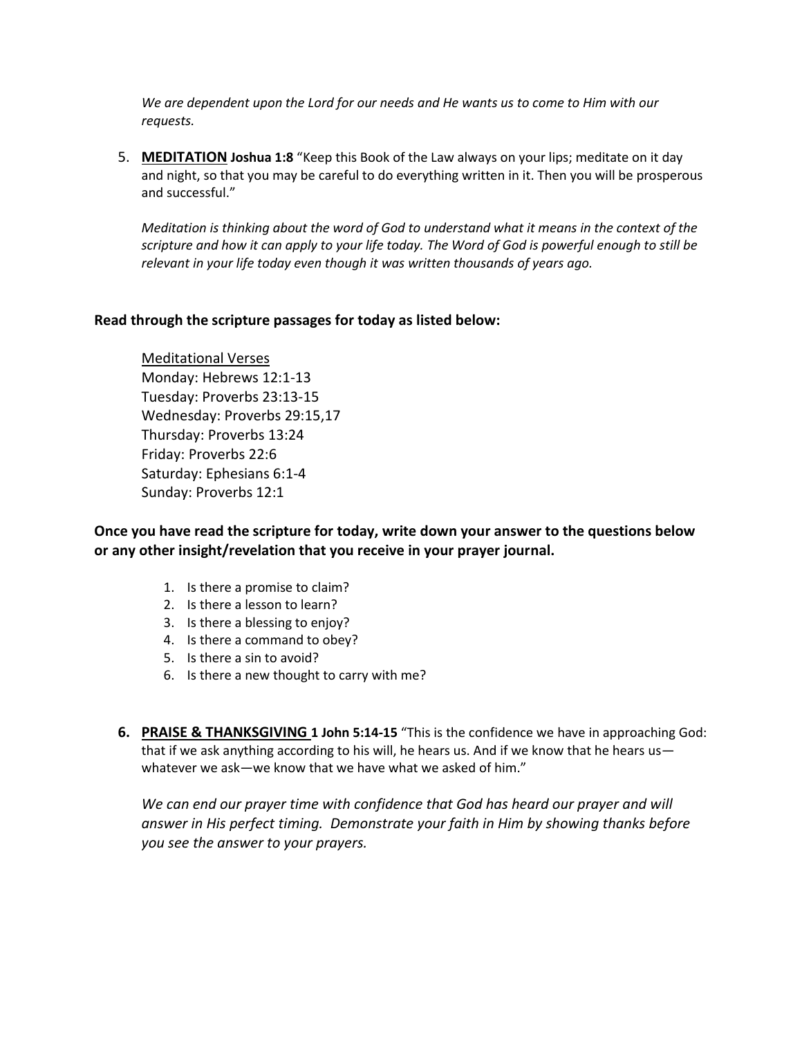*We are dependent upon the Lord for our needs and He wants us to come to Him with our requests.*

5. **MEDITATION** **Joshua 1:8** "Keep this Book of the Law always on your lips; meditate on it day and night, so that you may be careful to do everything written in it. Then you will be prosperous and successful."

   *Meditation is thinking about the word of God to understand what it means in the context of the scripture and how it can apply to your life today. The Word of God is powerful enough to still be relevant in your life today even though it was written thousands of years ago.*

**Read through the scripture passages for today as listed below:**

Meditational Verses
Monday: Hebrews 12:1-13
Tuesday: Proverbs 23:13-15
Wednesday: Proverbs 29:15,17
Thursday: Proverbs 13:24
Friday: Proverbs 22:6
Saturday: Ephesians 6:1-4
Sunday: Proverbs 12:1

**Once you have read the scripture for today, write down your answer to the questions below or any other insight/revelation that you receive in your prayer journal.**

1. Is there a promise to claim?
2. Is there a lesson to learn?
3. Is there a blessing to enjoy?
4. Is there a command to obey?
5. Is there a sin to avoid?
6. Is there a new thought to carry with me?

6. **PRAISE & THANKSGIVING** **1 John 5:14-15** "This is the confidence we have in approaching God: that if we ask anything according to his will, he hears us. And if we know that he hears us—whatever we ask—we know that we have what we asked of him."

   *We can end our prayer time with confidence that God has heard our prayer and will answer in His perfect timing. Demonstrate your faith in Him by showing thanks before you see the answer to your prayers.*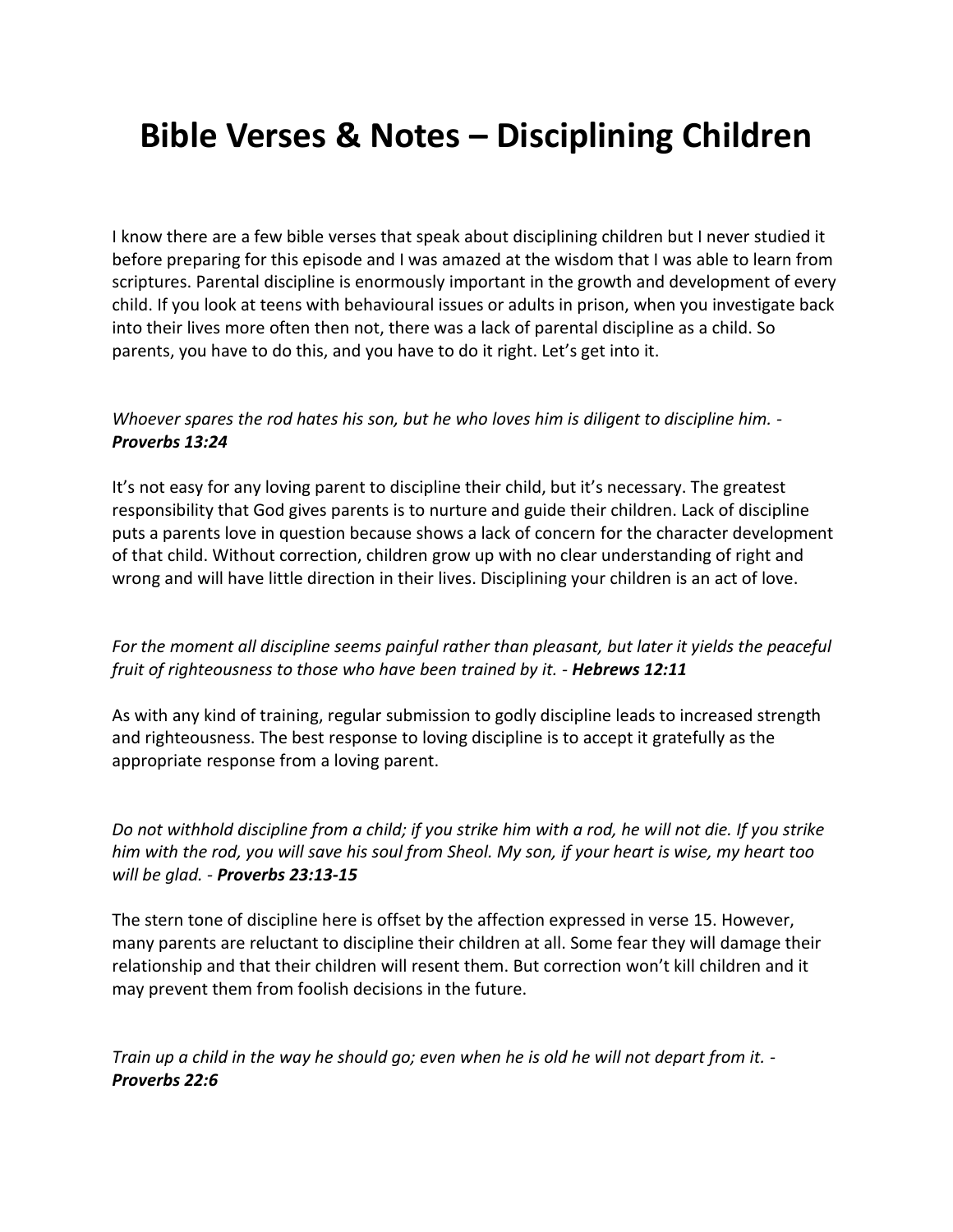# Bible Verses & Notes – Disciplining Children

I know there are a few bible verses that speak about disciplining children but I never studied it before preparing for this episode and I was amazed at the wisdom that I was able to learn from scriptures. Parental discipline is enormously important in the growth and development of every child. If you look at teens with behavioural issues or adults in prison, when you investigate back into their lives more often then not, there was a lack of parental discipline as a child. So parents, you have to do this, and you have to do it right. Let's get into it.

*Whoever spares the rod hates his son, but he who loves him is diligent to discipline him. -* ***Proverbs 13:24***

It's not easy for any loving parent to discipline their child, but it's necessary. The greatest responsibility that God gives parents is to nurture and guide their children. Lack of discipline puts a parents love in question because shows a lack of concern for the character development of that child. Without correction, children grow up with no clear understanding of right and wrong and will have little direction in their lives. Disciplining your children is an act of love.

*For the moment all discipline seems painful rather than pleasant, but later it yields the peaceful fruit of righteousness to those who have been trained by it. -* ***Hebrews 12:11***

As with any kind of training, regular submission to godly discipline leads to increased strength and righteousness. The best response to loving discipline is to accept it gratefully as the appropriate response from a loving parent.

*Do not withhold discipline from a child; if you strike him with a rod, he will not die. If you strike him with the rod, you will save his soul from Sheol. My son, if your heart is wise, my heart too will be glad. -* ***Proverbs 23:13-15***

The stern tone of discipline here is offset by the affection expressed in verse 15. However, many parents are reluctant to discipline their children at all. Some fear they will damage their relationship and that their children will resent them. But correction won't kill children and it may prevent them from foolish decisions in the future.

*Train up a child in the way he should go; even when he is old he will not depart from it. -* ***Proverbs 22:6***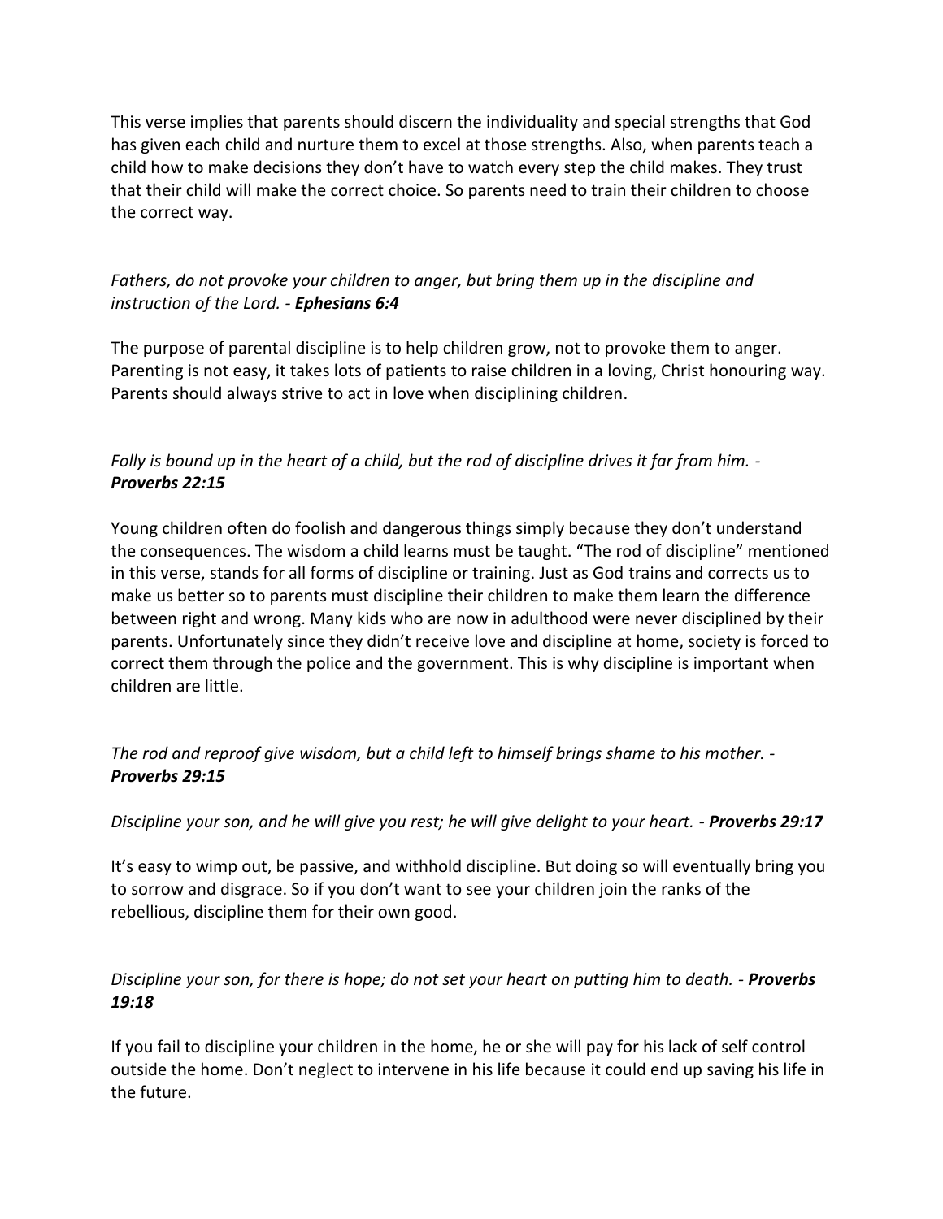This verse implies that parents should discern the individuality and special strengths that God has given each child and nurture them to excel at those strengths. Also, when parents teach a child how to make decisions they don't have to watch every step the child makes. They trust that their child will make the correct choice. So parents need to train their children to choose the correct way.

*Fathers, do not provoke your children to anger, but bring them up in the discipline and instruction of the Lord. -* ***Ephesians 6:4***

The purpose of parental discipline is to help children grow, not to provoke them to anger. Parenting is not easy, it takes lots of patients to raise children in a loving, Christ honouring way. Parents should always strive to act in love when disciplining children.

*Folly is bound up in the heart of a child, but the rod of discipline drives it far from him. -* ***Proverbs 22:15***

Young children often do foolish and dangerous things simply because they don't understand the consequences. The wisdom a child learns must be taught. "The rod of discipline" mentioned in this verse, stands for all forms of discipline or training. Just as God trains and corrects us to make us better so to parents must discipline their children to make them learn the difference between right and wrong. Many kids who are now in adulthood were never disciplined by their parents. Unfortunately since they didn't receive love and discipline at home, society is forced to correct them through the police and the government. This is why discipline is important when children are little.

*The rod and reproof give wisdom, but a child left to himself brings shame to his mother. -* ***Proverbs 29:15***

*Discipline your son, and he will give you rest; he will give delight to your heart. -* ***Proverbs 29:17***

It's easy to wimp out, be passive, and withhold discipline. But doing so will eventually bring you to sorrow and disgrace. So if you don't want to see your children join the ranks of the rebellious, discipline them for their own good.

*Discipline your son, for there is hope; do not set your heart on putting him to death. -* ***Proverbs 19:18***

If you fail to discipline your children in the home, he or she will pay for his lack of self control outside the home. Don't neglect to intervene in his life because it could end up saving his life in the future.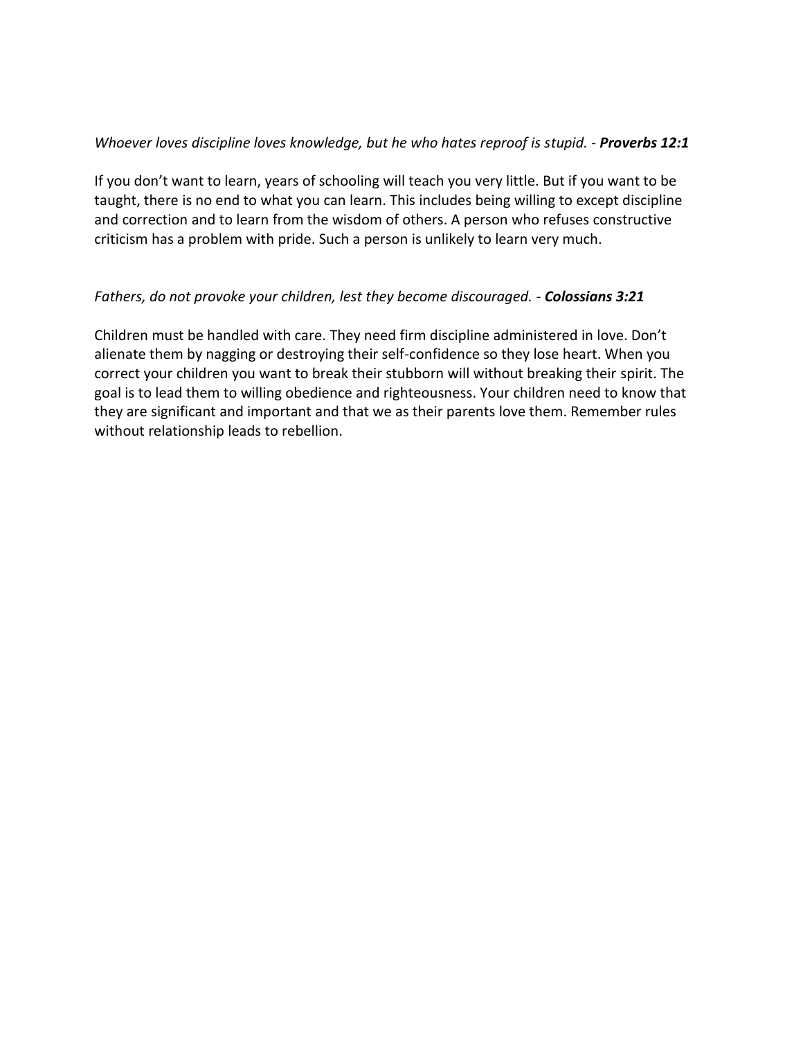*Whoever loves discipline loves knowledge, but he who hates reproof is stupid.* - ***Proverbs 12:1***

If you don't want to learn, years of schooling will teach you very little. But if you want to be taught, there is no end to what you can learn. This includes being willing to except discipline and correction and to learn from the wisdom of others. A person who refuses constructive criticism has a problem with pride. Such a person is unlikely to learn very much.

*Fathers, do not provoke your children, lest they become discouraged.* - ***Colossians 3:21***

Children must be handled with care. They need firm discipline administered in love. Don't alienate them by nagging or destroying their self-confidence so they lose heart. When you correct your children you want to break their stubborn will without breaking their spirit. The goal is to lead them to willing obedience and righteousness. Your children need to know that they are significant and important and that we as their parents love them. Remember rules without relationship leads to rebellion.